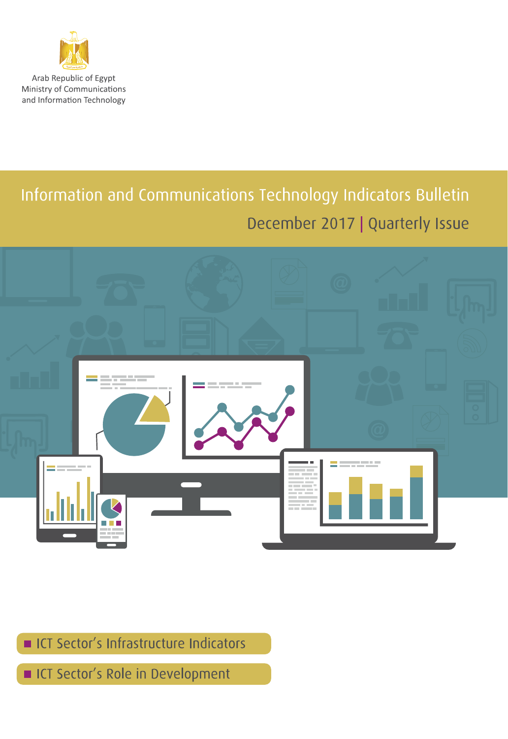Arab Republic of Egypt
Ministry of Communications
and Information Technology

# Information and Communications Technology Indicators Bulletin

December 2017 | Quarterly Issue

- ICT Sector's Infrastructure Indicators
- ICT Sector's Role in Development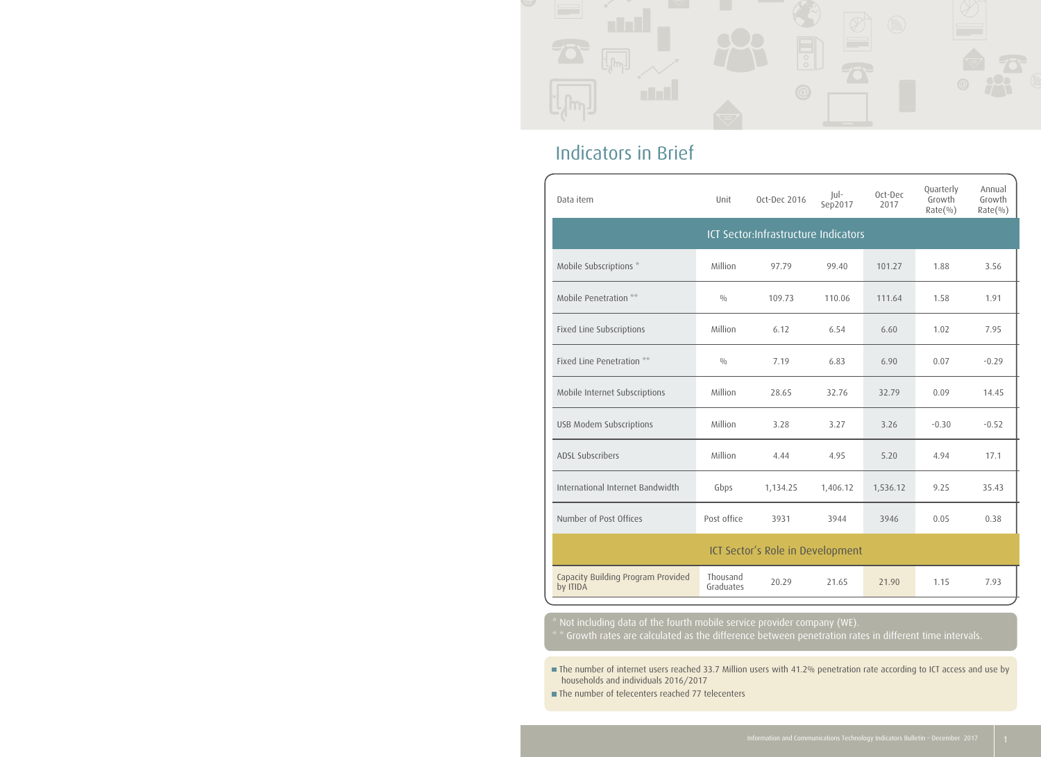# Indicators in Brief

| Data item | Unit | Oct-Dec 2016 | Jul-Sep2017 | Oct-Dec 2017 | Quarterly Growth Rate(%) | Annual Growth Rate(%) |
|---|---|---|---|---|---|---|
| **ICT Sector:Infrastructure Indicators** | | | | | | |
| Mobile Subscriptions * | Million | 97.79 | 99.40 | 101.27 | 1.88 | 3.56 |
| Mobile Penetration ** | % | 109.73 | 110.06 | 111.64 | 1.58 | 1.91 |
| Fixed Line Subscriptions | Million | 6.12 | 6.54 | 6.60 | 1.02 | 7.95 |
| Fixed Line Penetration ** | % | 7.19 | 6.83 | 6.90 | 0.07 | -0.29 |
| Mobile Internet Subscriptions | Million | 28.65 | 32.76 | 32.79 | 0.09 | 14.45 |
| USB Modem Subscriptions | Million | 3.28 | 3.27 | 3.26 | -0.30 | -0.52 |
| ADSL Subscribers | Million | 4.44 | 4.95 | 5.20 | 4.94 | 17.1 |
| International Internet Bandwidth | Gbps | 1,134.25 | 1,406.12 | 1,536.12 | 9.25 | 35.43 |
| Number of Post Offices | Post office | 3931 | 3944 | 3946 | 0.05 | 0.38 |
| **ICT Sector's Role in Development** | | | | | | |
| Capacity Building Program Provided by ITIDA | Thousand Graduates | 20.29 | 21.65 | 21.90 | 1.15 | 7.93 |

* Not including data of the fourth mobile service provider company (WE).
* * Growth rates are calculated as the difference between penetration rates in different time intervals.

- The number of internet users reached 33.7 Million users with 41.2% penetration rate according to ICT access and use by households and individuals 2016/2017
- The number of telecenters reached 77 telecenters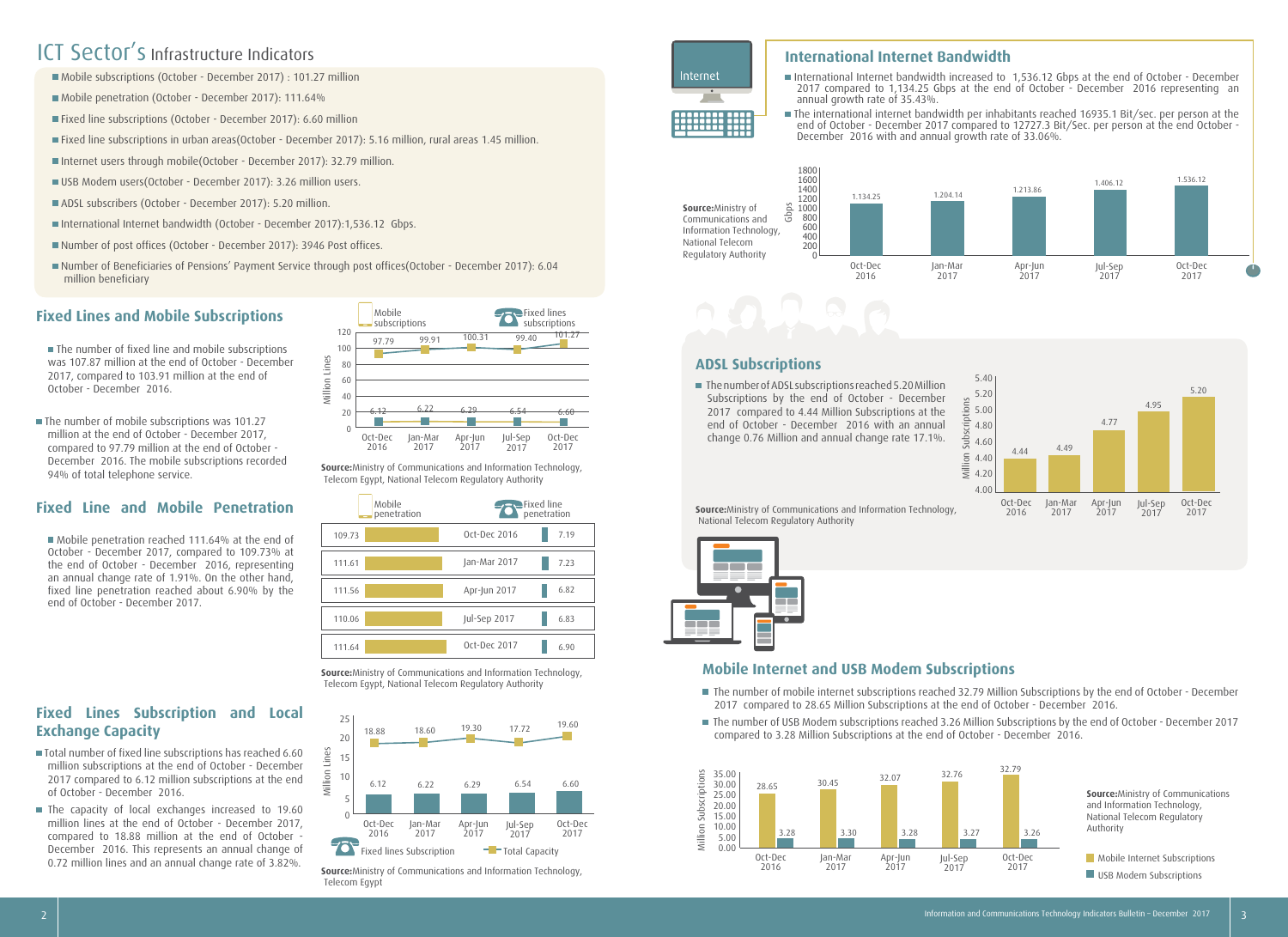# ICT Sector's Infrastructure Indicators

- Mobile subscriptions (October - December 2017) : 101.27 million
- Mobile penetration (October - December 2017): 111.64%
- Fixed line subscriptions (October - December 2017): 6.60 million
- Fixed line subscriptions in urban areas(October - December 2017): 5.16 million, rural areas 1.45 million.
- Internet users through mobile(October - December 2017): 32.79 million.
- USB Modem users(October - December 2017): 3.26 million users.
- ADSL subscribers (October - December 2017): 5.20 million.
- International Internet bandwidth (October - December 2017):1,536.12 Gbps.
- Number of post offices (October - December 2017): 3946 Post offices.
- Number of Beneficiaries of Pensions' Payment Service through post offices(October - December 2017): 6.04 million beneficiary

## Fixed Lines and Mobile Subscriptions

- The number of fixed line and mobile subscriptions was 107.87 million at the end of October - December 2017, compared to 103.91 million at the end of October - December 2016.
- The number of mobile subscriptions was 101.27 million at the end of October - December 2017, compared to 97.79 million at the end of October - December 2016. The mobile subscriptions recorded 94% of total telephone service.

| Period | Mobile subscriptions (Million Lines) | Fixed lines subscriptions (Million Lines) |
| --- | --- | --- |
| Oct-Dec 2016 | 97.79 | 6.12 |
| Jan-Mar 2017 | 99.91 | 6.22 |
| Apr-Jun 2017 | 100.31 | 6.29 |
| Jul-Sep 2017 | 99.40 | 6.54 |
| Oct-Dec 2017 | 101.27 | 6.60 |

**Source:**Ministry of Communications and Information Technology, Telecom Egypt, National Telecom Regulatory Authority

## Fixed Line and Mobile Penetration

- Mobile penetration reached 111.64% at the end of October - December 2017, compared to 109.73% at the end of October - December 2016, representing an annual change rate of 1.91%. On the other hand, fixed line penetration reached about 6.90% by the end of October - December 2017.

| Mobile penetration | Period | Fixed line penetration |
| --- | --- | --- |
| 109.73 | Oct-Dec 2016 | 7.19 |
| 111.61 | Jan-Mar 2017 | 7.23 |
| 111.56 | Apr-Jun 2017 | 6.82 |
| 110.06 | Jul-Sep 2017 | 6.83 |
| 111.64 | Oct-Dec 2017 | 6.90 |

**Source:**Ministry of Communications and Information Technology, Telecom Egypt, National Telecom Regulatory Authority

## Fixed Lines Subscription and Local Exchange Capacity

- Total number of fixed line subscriptions has reached 6.60 million subscriptions at the end of October - December 2017 compared to 6.12 million subscriptions at the end of October - December 2016.
- The capacity of local exchanges increased to 19.60 million lines at the end of October - December 2017, compared to 18.88 million at the end of October - December 2016. This represents an annual change of 0.72 million lines and an annual change rate of 3.82%.

| Period | Fixed lines Subscription (Million Lines) | Total Capacity (Million Lines) |
| --- | --- | --- |
| Oct-Dec 2016 | 6.12 | 18.88 |
| Jan-Mar 2017 | 6.22 | 18.60 |
| Apr-Jun 2017 | 6.29 | 19.30 |
| Jul-Sep 2017 | 6.54 | 17.72 |
| Oct-Dec 2017 | 6.60 | 19.60 |

**Source:**Ministry of Communications and Information Technology, Telecom Egypt

## International Internet Bandwidth

- International Internet bandwidth increased to 1,536.12 Gbps at the end of October - December 2017 compared to 1,134.25 Gbps at the end of October - December 2016 representing an annual growth rate of 35.43%.
- The international internet bandwidth per inhabitants reached 16935.1 Bit/sec. per person at the end of October - December 2017 compared to 12727.3 Bit/Sec. per person at the end October - December 2016 with and annual growth rate of 33.06%.

| Period | Gbps |
| --- | --- |
| Oct-Dec 2016 | 1.134.25 |
| Jan-Mar 2017 | 1.204.14 |
| Apr-Jun 2017 | 1.213.86 |
| Jul-Sep 2017 | 1.406.12 |
| Oct-Dec 2017 | 1.536.12 |

**Source:**Ministry of Communications and Information Technology, National Telecom Regulatory Authority

## ADSL Subscriptions

- The number of ADSL subscriptions reached 5.20 Million Subscriptions by the end of October - December 2017 compared to 4.44 Million Subscriptions at the end of October - December 2016 with an annual change 0.76 Million and annual change rate 17.1%.

| Period | Million Subscriptions |
| --- | --- |
| Oct-Dec 2016 | 4.44 |
| Jan-Mar 2017 | 4.49 |
| Apr-Jun 2017 | 4.77 |
| Jul-Sep 2017 | 4.95 |
| Oct-Dec 2017 | 5.20 |

**Source:**Ministry of Communications and Information Technology, National Telecom Regulatory Authority

## Mobile Internet and USB Modem Subscriptions

- The number of mobile internet subscriptions reached 32.79 Million Subscriptions by the end of October - December 2017 compared to 28.65 Million Subscriptions at the end of October - December 2016.
- The number of USB Modem subscriptions reached 3.26 Million Subscriptions by the end of October - December 2017 compared to 3.28 Million Subscriptions at the end of October - December 2016.

| Period | Mobile Internet Subscriptions (Million Subscriptions) | USB Modem Subscriptions (Million Subscriptions) |
| --- | --- | --- |
| Oct-Dec 2016 | 28.65 | 3.28 |
| Jan-Mar 2017 | 30.45 | 3.30 |
| Apr-Jun 2017 | 32.07 | 3.28 |
| Jul-Sep 2017 | 32.76 | 3.27 |
| Oct-Dec 2017 | 32.79 | 3.26 |

**Source:**Ministry of Communications and Information Technology, National Telecom Regulatory Authority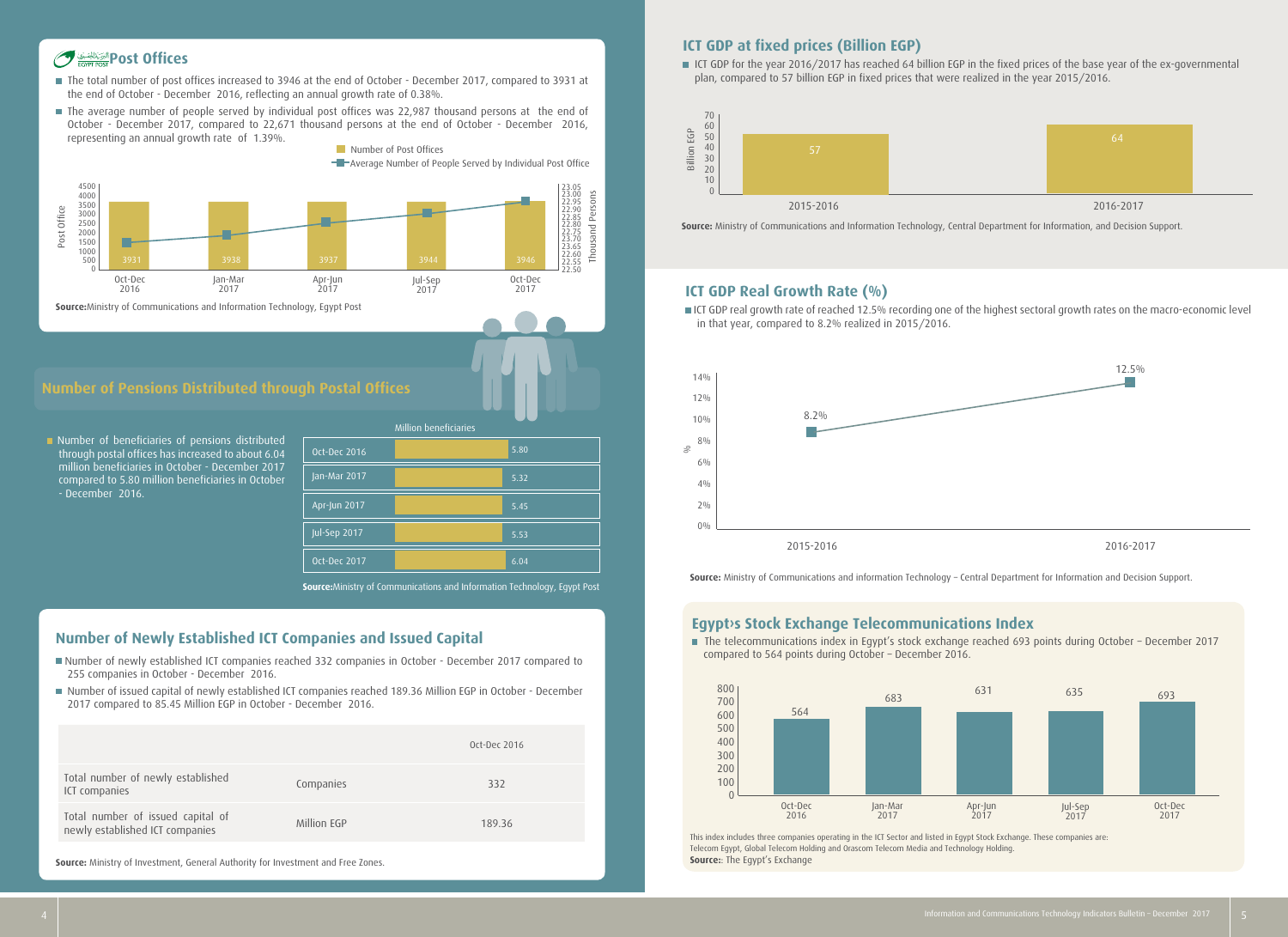## Post Offices

- The total number of post offices increased to 3946 at the end of October - December 2017, compared to 3931 at the end of October - December 2016, reflecting an annual growth rate of 0.38%.
- The average number of people served by individual post offices was 22,987 thousand persons at the end of October - December 2017, compared to 22,671 thousand persons at the end of October - December 2016, representing an annual growth rate of 1.39%.

| Period | Number of Post Offices |
|---|---|
| Oct-Dec 2016 | 3931 |
| Jan-Mar 2017 | 3938 |
| Apr-Jun 2017 | 3937 |
| Jul-Sep 2017 | 3944 |
| Oct-Dec 2017 | 3946 |

**Source:** Ministry of Communications and Information Technology, Egypt Post

## Number of Pensions Distributed through Postal Offices

- Number of beneficiaries of pensions distributed through postal offices has increased to about 6.04 million beneficiaries in October - December 2017 compared to 5.80 million beneficiaries in October - December 2016.

| Period | Million beneficiaries |
|---|---|
| Oct-Dec 2016 | 5.80 |
| Jan-Mar 2017 | 5.32 |
| Apr-Jun 2017 | 5.45 |
| Jul-Sep 2017 | 5.53 |
| Oct-Dec 2017 | 6.04 |

**Source:** Ministry of Communications and Information Technology, Egypt Post

## Number of Newly Established ICT Companies and Issued Capital

- Number of newly established ICT companies reached 332 companies in October - December 2017 compared to 255 companies in October - December 2016.
- Number of issued capital of newly established ICT companies reached 189.36 Million EGP in October - December 2017 compared to 85.45 Million EGP in October - December 2016.

| | | Oct-Dec 2016 |
|---|---|---|
| Total number of newly established ICT companies | Companies | 332 |
| Total number of issued capital of newly established ICT companies | Million EGP | 189.36 |

**Source:** Ministry of Investment, General Authority for Investment and Free Zones.

## ICT GDP at fixed prices (Billion EGP)

- ICT GDP for the year 2016/2017 has reached 64 billion EGP in the fixed prices of the base year of the ex-governmental plan, compared to 57 billion EGP in fixed prices that were realized in the year 2015/2016.

| Year | Billion EGP |
|---|---|
| 2015-2016 | 57 |
| 2016-2017 | 64 |

**Source:** Ministry of Communications and Information Technology, Central Department for Information, and Decision Support.

## ICT GDP Real Growth Rate (%)

- ICT GDP real growth rate of reached 12.5% recording one of the highest sectoral growth rates on the macro-economic level in that year, compared to 8.2% realized in 2015/2016.

| Year | % |
|---|---|
| 2015-2016 | 8.2% |
| 2016-2017 | 12.5% |

**Source:** Ministry of Communications and information Technology – Central Department for Information and Decision Support.

## Egypt›s Stock Exchange Telecommunications Index

- The telecommunications index in Egypt's stock exchange reached 693 points during October – December 2017 compared to 564 points during October – December 2016.

| Period | Index |
|---|---|
| Oct-Dec 2016 | 564 |
| Jan-Mar 2017 | 683 |
| Apr-Jun 2017 | 631 |
| Jul-Sep 2017 | 635 |
| Oct-Dec 2017 | 693 |

This index includes three companies operating in the ICT Sector and listed in Egypt Stock Exchange. These companies are: Telecom Egypt, Global Telecom Holding and Orascom Telecom Media and Technology Holding.

**Source:** The Egypt's Exchange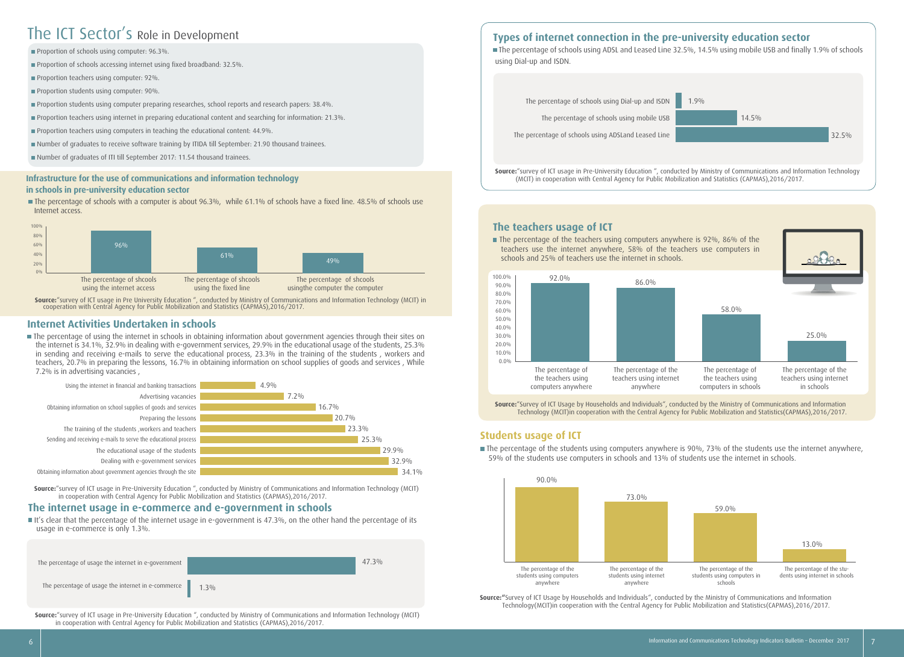# The ICT Sector's Role in Development

- Proportion of schools using computer: 96.3%.
- Proportion of schools accessing internet using fixed broadband: 32.5%.
- Proportion teachers using computer: 92%.
- Proportion students using computer: 90%.
- Proportion students using computer preparing researches, school reports and research papers: 38.4%.
- Proportion teachers using internet in preparing educational content and searching for information: 21.3%.
- Proportion teachers using computers in teaching the educational content: 44.9%.
- Number of graduates to receive software training by ITIDA till September: 21.90 thousand trainees.
- Number of graduates of ITI till September 2017: 11.54 thousand trainees.

## Infrastructure for the use of communications and information technology in schools in pre-university education sector

- The percentage of schools with a computer is about 96.3%, while 61.1% of schools have a fixed line. 48.5% of schools use Internet access.

| | |
|---|---|
| The percentage of shcools using the internet access | 96% |
| The percentage of shcools using the fixed line | 61% |
| The percentage of shcools usingthe computer the computer | 49% |

**Source:**"survey of ICT usage in Pre University Education ", conducted by Ministry of Communications and Information Technology (MCIT) in cooperation with Central Agency for Public Mobilization and Statistics (CAPMAS),2016/2017.

## Internet Activities Undertaken in schools

- The percentage of using the internet in schools in obtaining information about government agencies through their sites on the internet is 34.1%, 32.9% in dealing with e-government services, 29.9% in the educational usage of the students, 25.3% in sending and receiving e-mails to serve the educational process, 23.3% in the training of the students , workers and teachers, 20.7% in preparing the lessons, 16.7% in obtaining information on school supplies of goods and services , While 7.2% is in advertising vacancies ,

| | |
|---|---|
| Using the internet in financial and banking transactions | 4.9% |
| Advertising vacancies | 7.2% |
| Obtaining information on school supplies of goods and services | 16.7% |
| Preparing the lessons | 20.7% |
| The training of the students ,workers and teachers | 23.3% |
| Sending and receiving e-mails to serve the educational process | 25.3% |
| The educational usage of the students | 29.9% |
| Dealing with e-government services | 32.9% |
| Obtaining information about government agencies through the site | 34.1% |

**Source:**"survey of ICT usage in Pre-University Education ", conducted by Ministry of Communications and Information Technology (MCIT) in cooperation with Central Agency for Public Mobilization and Statistics (CAPMAS),2016/2017.

## The internet usage in e-commerce and e-government in schools

- It's clear that the percentage of the internet usage in e-government is 47.3%, on the other hand the percentage of its usage in e-commerce is only 1.3%.

| | |
|---|---|
| The percentage of usage the internet in e-government | 47.3% |
| The percentage of usage the internet in e-commerce | 1.3% |

**Source:**"survey of ICT usage in Pre-University Education ", conducted by Ministry of Communications and Information Technology (MCIT) in cooperation with Central Agency for Public Mobilization and Statistics (CAPMAS),2016/2017.

## Types of internet connection in the pre-university education sector

- The percentage of schools using ADSL and Leased Line 32.5%, 14.5% using mobile USB and finally 1.9% of schools using Dial-up and ISDN.

| | |
|---|---|
| The percentage of schools using Dial-up and ISDN | 1.9% |
| The percentage of schools using mobile USB | 14.5% |
| The percentage of schools using ADSLand Leased Line | 32.5% |

**Source:**"survey of ICT usage in Pre-University Education ", conducted by Ministry of Communications and Information Technology (MCIT) in cooperation with Central Agency for Public Mobilization and Statistics (CAPMAS),2016/2017.

## The teachers usage of ICT

- The percentage of the teachers using computers anywhere is 92%, 86% of the teachers use the internet anywhere, 58% of the teachers use computers in schools and 25% of teachers use the internet in schools.

| | |
|---|---|
| The percentage of the teachers using computers anywhere | 92.0% |
| The percentage of the teachers using internet anywhere | 86.0% |
| The percentage of the teachers using computers in schools | 58.0% |
| The percentage of the teachers using internet in schools | 25.0% |

**Source:**"Survey of ICT Usage by Households and Individuals", conducted by the Ministry of Communications and Information Technology (MCIT)in cooperation with the Central Agency for Public Mobilization and Statistics(CAPMAS),2016/2017.

## Students usage of ICT

- The percentage of the students using computers anywhere is 90%, 73% of the students use the internet anywhere, 59% of the students use computers in schools and 13% of students use the internet in schools.

| | |
|---|---|
| The percentage of the students using computers anywhere | 90.0% |
| The percentage of the students using internet anywhere | 73.0% |
| The percentage of the students using computers in schools | 59.0% |
| The percentage of the students using internet in schools | 13.0% |

**Source:**"Survey of ICT Usage by Households and Individuals", conducted by the Ministry of Communications and Information Technology(MCIT)in cooperation with the Central Agency for Public Mobilization and Statistics(CAPMAS),2016/2017.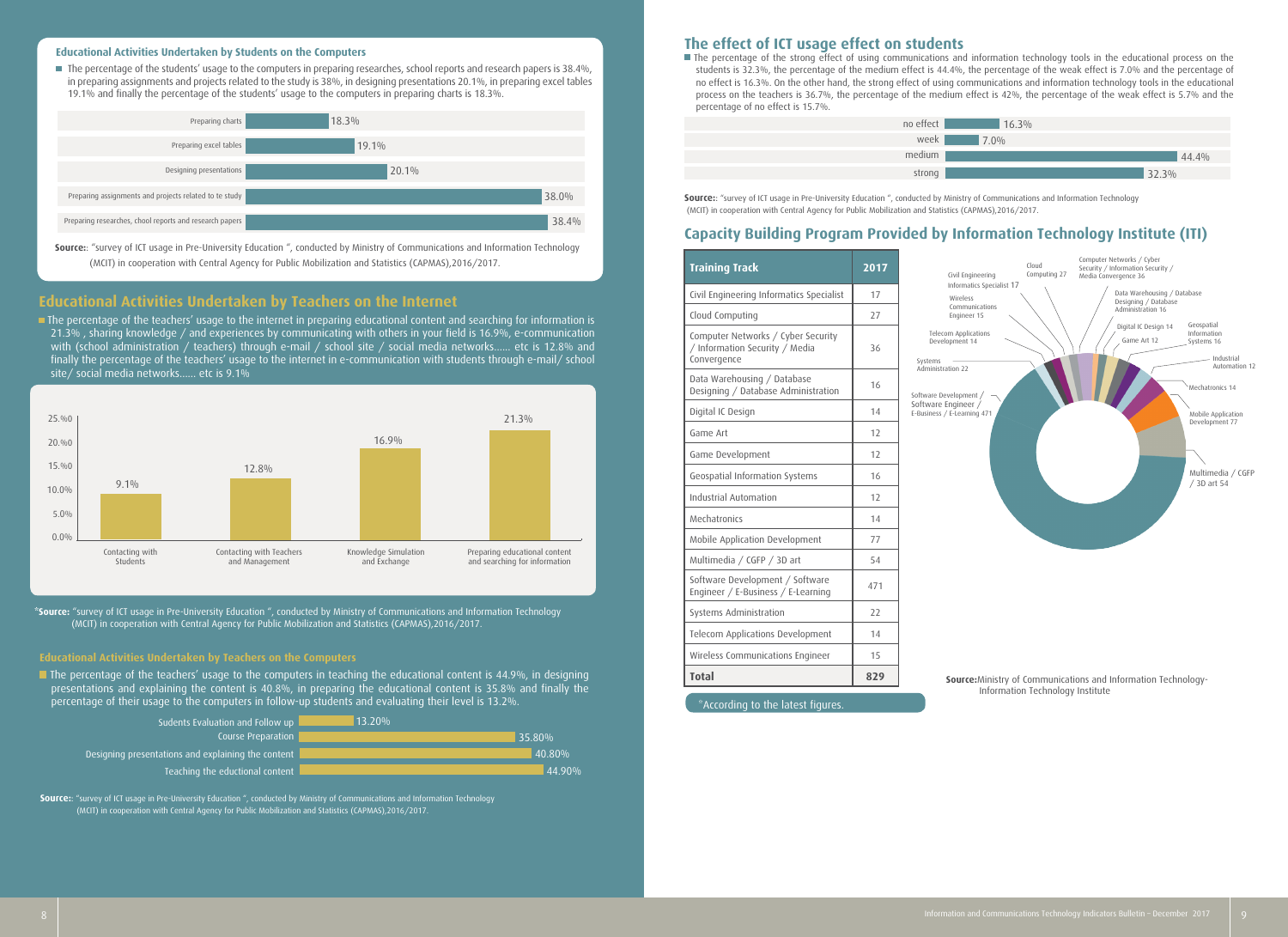### Educational Activities Undertaken by Students on the Computers

- The percentage of the students' usage to the computers in preparing researches, school reports and research papers is 38.4%, in preparing assignments and projects related to the study is 38%, in designing presentations 20.1%, in preparing excel tables 19.1% and finally the percentage of the students' usage to the computers in preparing charts is 18.3%.

| Activity | Percentage |
|---|---|
| Preparing charts | 18.3% |
| Preparing excel tables | 19.1% |
| Designing presentations | 20.1% |
| Preparing assignments and projects related to te study | 38.0% |
| Preparing researches, chool reports and research papers | 38.4% |

**Source:**: "survey of ICT usage in Pre-University Education ", conducted by Ministry of Communications and Information Technology (MCIT) in cooperation with Central Agency for Public Mobilization and Statistics (CAPMAS),2016/2017.

## Educational Activities Undertaken by Teachers on the Internet

- The percentage of the teachers' usage to the internet in preparing educational content and searching for information is 21.3% , sharing knowledge / and experiences by communicating with others in your field is 16.9%, e-communication with (school administration / teachers) through e-mail / school site / social media networks...... etc is 12.8% and finally the percentage of the teachers' usage to the internet in e-communication with students through e-mail/ school site/ social media networks...... etc is 9.1%

| Activity | Percentage |
|---|---|
| Contacting with Students | 9.1% |
| Contacting with Teachers and Management | 12.8% |
| Knowledge Simulation and Exchange | 16.9% |
| Preparing educational content and searching for information | 21.3% |

*Source: "survey of ICT usage in Pre-University Education ", conducted by Ministry of Communications and Information Technology (MCIT) in cooperation with Central Agency for Public Mobilization and Statistics (CAPMAS),2016/2017.

### Educational Activities Undertaken by Teachers on the Computers

- The percentage of the teachers' usage to the computers in teaching the educational content is 44.9%, in designing presentations and explaining the content is 40.8%, in preparing the educational content is 35.8% and finally the percentage of their usage to the computers in follow-up students and evaluating their level is 13.2%.

| Activity | Percentage |
|---|---|
| Sudents Evaluation and Follow up | 13.20% |
| Course Preparation | 35.80% |
| Designing presentations and explaining the content | 40.80% |
| Teaching the eductional content | 44.90% |

**Source:**: "survey of ICT usage in Pre-University Education ", conducted by Ministry of Communications and Information Technology (MCIT) in cooperation with Central Agency for Public Mobilization and Statistics (CAPMAS),2016/2017.

## The effect of ICT usage effect on students

- The percentage of the strong effect of using communications and information technology tools in the educational process on the students is 32.3%, the percentage of the medium effect is 44.4%, the percentage of the weak effect is 7.0% and the percentage of no effect is 16.3%. On the other hand, the strong effect of using communications and information technology tools in the educational process on the teachers is 36.7%, the percentage of the medium effect is 42%, the percentage of the weak effect is 5.7% and the percentage of no effect is 15.7%.

| Effect | Percentage |
|---|---|
| no effect | 16.3% |
| week | 7.0% |
| medium | 44.4% |
| strong | 32.3% |

**Source:**: "survey of ICT usage in Pre-University Education ", conducted by Ministry of Communications and Information Technology (MCIT) in cooperation with Central Agency for Public Mobilization and Statistics (CAPMAS),2016/2017.

## Capacity Building Program Provided by Information Technology Institute (ITI)

| Training Track | 2017 |
|---|---|
| Civil Engineering Informatics Specialist | 17 |
| Cloud Computing | 27 |
| Computer Networks / Cyber Security / Information Security / Media Convergence | 36 |
| Data Warehousing / Database Designing / Database Administration | 16 |
| Digital IC Design | 14 |
| Game Art | 12 |
| Game Development | 12 |
| Geospatial Information Systems | 16 |
| Industrial Automation | 12 |
| Mechatronics | 14 |
| Mobile Application Development | 77 |
| Multimedia / CGFP / 3D art | 54 |
| Software Development / Software Engineer / E-Business / E-Learning | 471 |
| Systems Administration | 22 |
| Telecom Applications Development | 14 |
| Wireless Communications Engineer | 15 |
| **Total** | **829** |

*According to the latest figures.

**Source:**Ministry of Communications and Information Technology-Information Technology Institute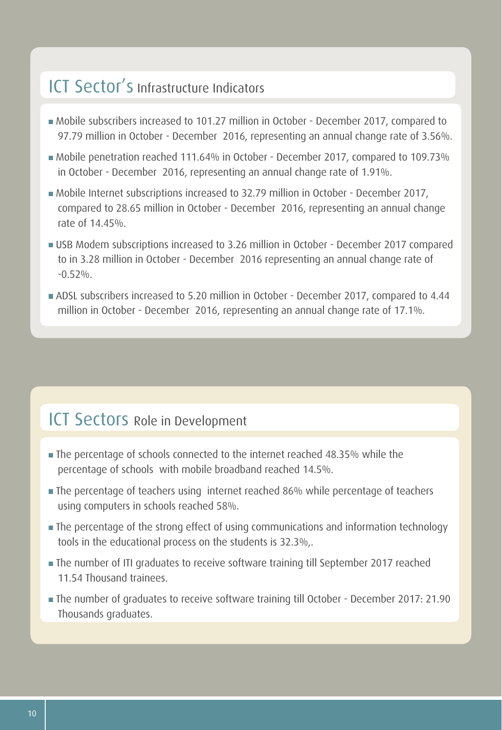## ICT Sector's Infrastructure Indicators

- Mobile subscribers increased to 101.27 million in October - December 2017, compared to 97.79 million in October - December 2016, representing an annual change rate of 3.56%.
- Mobile penetration reached 111.64% in October - December 2017, compared to 109.73% in October - December 2016, representing an annual change rate of 1.91%.
- Mobile Internet subscriptions increased to 32.79 million in October - December 2017, compared to 28.65 million in October - December 2016, representing an annual change rate of 14.45%.
- USB Modem subscriptions increased to 3.26 million in October - December 2017 compared to in 3.28 million in October - December 2016 representing an annual change rate of -0.52%.
- ADSL subscribers increased to 5.20 million in October - December 2017, compared to 4.44 million in October - December 2016, representing an annual change rate of 17.1%.

## ICT Sectors Role in Development

- The percentage of schools connected to the internet reached 48.35% while the percentage of schools with mobile broadband reached 14.5%.
- The percentage of teachers using internet reached 86% while percentage of teachers using computers in schools reached 58%.
- The percentage of the strong effect of using communications and information technology tools in the educational process on the students is 32.3%,.
- The number of ITI graduates to receive software training till September 2017 reached 11.54 Thousand trainees.
- The number of graduates to receive software training till October - December 2017: 21.90 Thousands graduates.